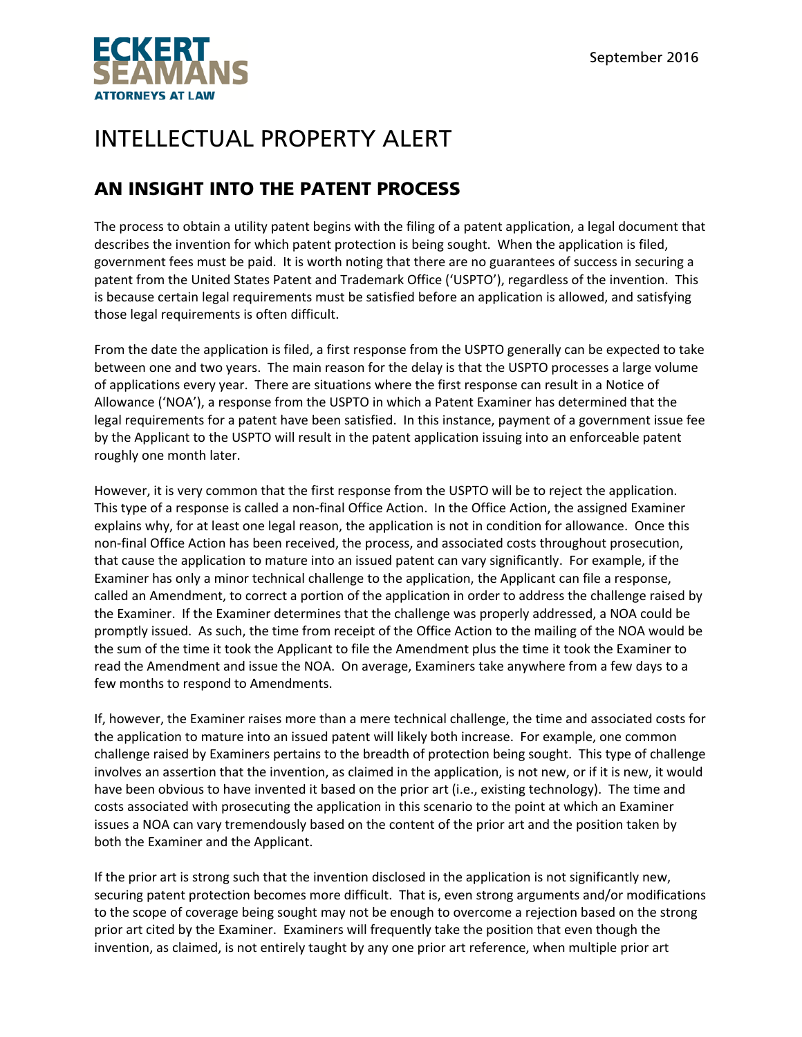# INTELLECTUAL PROPERTY ALERT

## AN INSIGHT INTO THE PATENT PROCESS

The process to obtain a utility patent begins with the filing of a patent application, a legal document that describes the invention for which patent protection is being sought. When the application is filed, government fees must be paid. It is worth noting that there are no guarantees of success in securing a patent from the United States Patent and Trademark Office ('USPTO'), regardless of the invention. This is because certain legal requirements must be satisfied before an application is allowed, and satisfying those legal requirements is often difficult.

From the date the application is filed, a first response from the USPTO generally can be expected to take between one and two years. The main reason for the delay is that the USPTO processes a large volume of applications every year. There are situations where the first response can result in a Notice of Allowance ('NOA'), a response from the USPTO in which a Patent Examiner has determined that the legal requirements for a patent have been satisfied. In this instance, payment of a government issue fee by the Applicant to the USPTO will result in the patent application issuing into an enforceable patent roughly one month later.

However, it is very common that the first response from the USPTO will be to reject the application. This type of a response is called a non-final Office Action. In the Office Action, the assigned Examiner explains why, for at least one legal reason, the application is not in condition for allowance. Once this non-final Office Action has been received, the process, and associated costs throughout prosecution, that cause the application to mature into an issued patent can vary significantly. For example, if the Examiner has only a minor technical challenge to the application, the Applicant can file a response, called an Amendment, to correct a portion of the application in order to address the challenge raised by the Examiner. If the Examiner determines that the challenge was properly addressed, a NOA could be promptly issued. As such, the time from receipt of the Office Action to the mailing of the NOA would be the sum of the time it took the Applicant to file the Amendment plus the time it took the Examiner to read the Amendment and issue the NOA. On average, Examiners take anywhere from a few days to a few months to respond to Amendments.

If, however, the Examiner raises more than a mere technical challenge, the time and associated costs for the application to mature into an issued patent will likely both increase. For example, one common challenge raised by Examiners pertains to the breadth of protection being sought. This type of challenge involves an assertion that the invention, as claimed in the application, is not new, or if it is new, it would have been obvious to have invented it based on the prior art (i.e., existing technology). The time and costs associated with prosecuting the application in this scenario to the point at which an Examiner issues a NOA can vary tremendously based on the content of the prior art and the position taken by both the Examiner and the Applicant.

If the prior art is strong such that the invention disclosed in the application is not significantly new, securing patent protection becomes more difficult. That is, even strong arguments and/or modifications to the scope of coverage being sought may not be enough to overcome a rejection based on the strong prior art cited by the Examiner. Examiners will frequently take the position that even though the invention, as claimed, is not entirely taught by any one prior art reference, when multiple prior art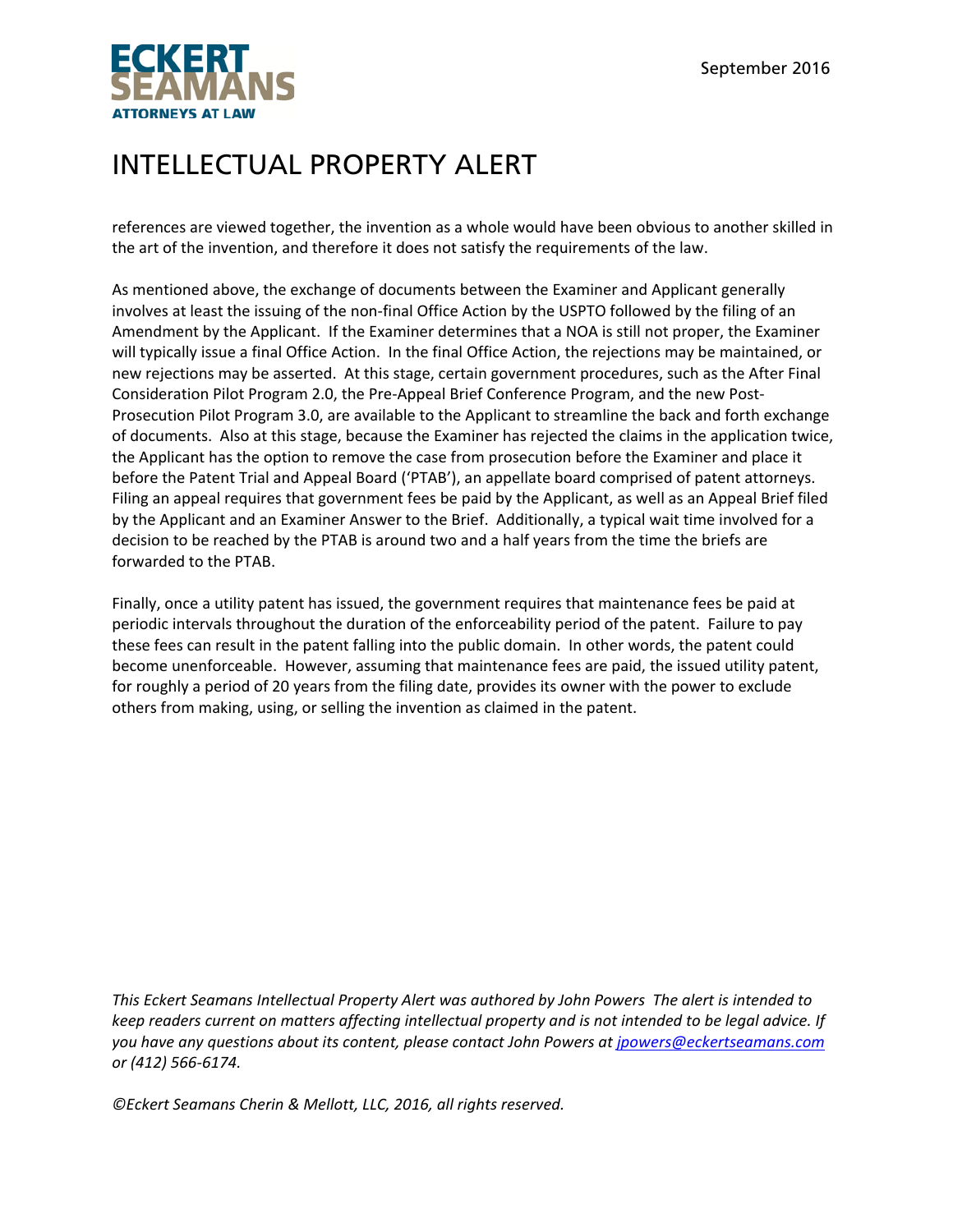references are viewed together, the invention as a whole would have been obvious to another skilled in the art of the invention, and therefore it does not satisfy the requirements of the law.

As mentioned above, the exchange of documents between the Examiner and Applicant generally involves at least the issuing of the non-final Office Action by the USPTO followed by the filing of an Amendment by the Applicant. If the Examiner determines that a NOA is still not proper, the Examiner will typically issue a final Office Action. In the final Office Action, the rejections may be maintained, or new rejections may be asserted. At this stage, certain government procedures, such as the After Final Consideration Pilot Program 2.0, the Pre-Appeal Brief Conference Program, and the new Post-Prosecution Pilot Program 3.0, are available to the Applicant to streamline the back and forth exchange of documents. Also at this stage, because the Examiner has rejected the claims in the application twice, the Applicant has the option to remove the case from prosecution before the Examiner and place it before the Patent Trial and Appeal Board ('PTAB'), an appellate board comprised of patent attorneys. Filing an appeal requires that government fees be paid by the Applicant, as well as an Appeal Brief filed by the Applicant and an Examiner Answer to the Brief. Additionally, a typical wait time involved for a decision to be reached by the PTAB is around two and a half years from the time the briefs are forwarded to the PTAB.

Finally, once a utility patent has issued, the government requires that maintenance fees be paid at periodic intervals throughout the duration of the enforceability period of the patent. Failure to pay these fees can result in the patent falling into the public domain. In other words, the patent could become unenforceable. However, assuming that maintenance fees are paid, the issued utility patent, for roughly a period of 20 years from the filing date, provides its owner with the power to exclude others from making, using, or selling the invention as claimed in the patent.

*This Eckert Seamans Intellectual Property Alert was authored by John Powers The alert is intended to keep readers current on matters affecting intellectual property and is not intended to be legal advice. If you have any questions about its content, please contact John Powers at [jpowers@eckertseamans.com](mailto:jpowers@eckertseamans.com) or (412) 566-6174.*

*©Eckert Seamans Cherin & Mellott, LLC, 2016, all rights reserved.*